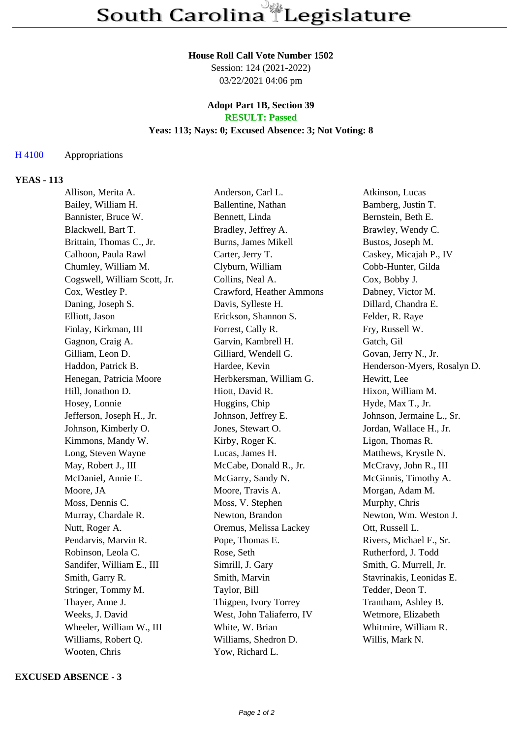# South Carolina Legislature

**House Roll Call Vote Number 1502**
Session: 124 (2021-2022)
03/22/2021 04:06 pm

**Adopt Part 1B, Section 39**
**RESULT: Passed**
**Yeas: 113; Nays: 0; Excused Absence: 3; Not Voting: 8**

H 4100 Appropriations

**YEAS - 113**

| | | |
|---|---|---|
| Allison, Merita A. | Anderson, Carl L. | Atkinson, Lucas |
| Bailey, William H. | Ballentine, Nathan | Bamberg, Justin T. |
| Bannister, Bruce W. | Bennett, Linda | Bernstein, Beth E. |
| Blackwell, Bart T. | Bradley, Jeffrey A. | Brawley, Wendy C. |
| Brittain, Thomas C., Jr. | Burns, James Mikell | Bustos, Joseph M. |
| Calhoon, Paula Rawl | Carter, Jerry T. | Caskey, Micajah P., IV |
| Chumley, William M. | Clyburn, William | Cobb-Hunter, Gilda |
| Cogswell, William Scott, Jr. | Collins, Neal A. | Cox, Bobby J. |
| Cox, Westley P. | Crawford, Heather Ammons | Dabney, Victor M. |
| Daning, Joseph S. | Davis, Sylleste H. | Dillard, Chandra E. |
| Elliott, Jason | Erickson, Shannon S. | Felder, R. Raye |
| Finlay, Kirkman, III | Forrest, Cally R. | Fry, Russell W. |
| Gagnon, Craig A. | Garvin, Kambrell H. | Gatch, Gil |
| Gilliam, Leon D. | Gilliard, Wendell G. | Govan, Jerry N., Jr. |
| Haddon, Patrick B. | Hardee, Kevin | Henderson-Myers, Rosalyn D. |
| Henegan, Patricia Moore | Herbkersman, William G. | Hewitt, Lee |
| Hill, Jonathon D. | Hiott, David R. | Hixon, William M. |
| Hosey, Lonnie | Huggins, Chip | Hyde, Max T., Jr. |
| Jefferson, Joseph H., Jr. | Johnson, Jeffrey E. | Johnson, Jermaine L., Sr. |
| Johnson, Kimberly O. | Jones, Stewart O. | Jordan, Wallace H., Jr. |
| Kimmons, Mandy W. | Kirby, Roger K. | Ligon, Thomas R. |
| Long, Steven Wayne | Lucas, James H. | Matthews, Krystle N. |
| May, Robert J., III | McCabe, Donald R., Jr. | McCravy, John R., III |
| McDaniel, Annie E. | McGarry, Sandy N. | McGinnis, Timothy A. |
| Moore, JA | Moore, Travis A. | Morgan, Adam M. |
| Moss, Dennis C. | Moss, V. Stephen | Murphy, Chris |
| Murray, Chardale R. | Newton, Brandon | Newton, Wm. Weston J. |
| Nutt, Roger A. | Oremus, Melissa Lackey | Ott, Russell L. |
| Pendarvis, Marvin R. | Pope, Thomas E. | Rivers, Michael F., Sr. |
| Robinson, Leola C. | Rose, Seth | Rutherford, J. Todd |
| Sandifer, William E., III | Simrill, J. Gary | Smith, G. Murrell, Jr. |
| Smith, Garry R. | Smith, Marvin | Stavrinakis, Leonidas E. |
| Stringer, Tommy M. | Taylor, Bill | Tedder, Deon T. |
| Thayer, Anne J. | Thigpen, Ivory Torrey | Trantham, Ashley B. |
| Weeks, J. David | West, John Taliaferro, IV | Wetmore, Elizabeth |
| Wheeler, William W., III | White, W. Brian | Whitmire, William R. |
| Williams, Robert Q. | Williams, Shedron D. | Willis, Mark N. |
| Wooten, Chris | Yow, Richard L. | |

**EXCUSED ABSENCE - 3**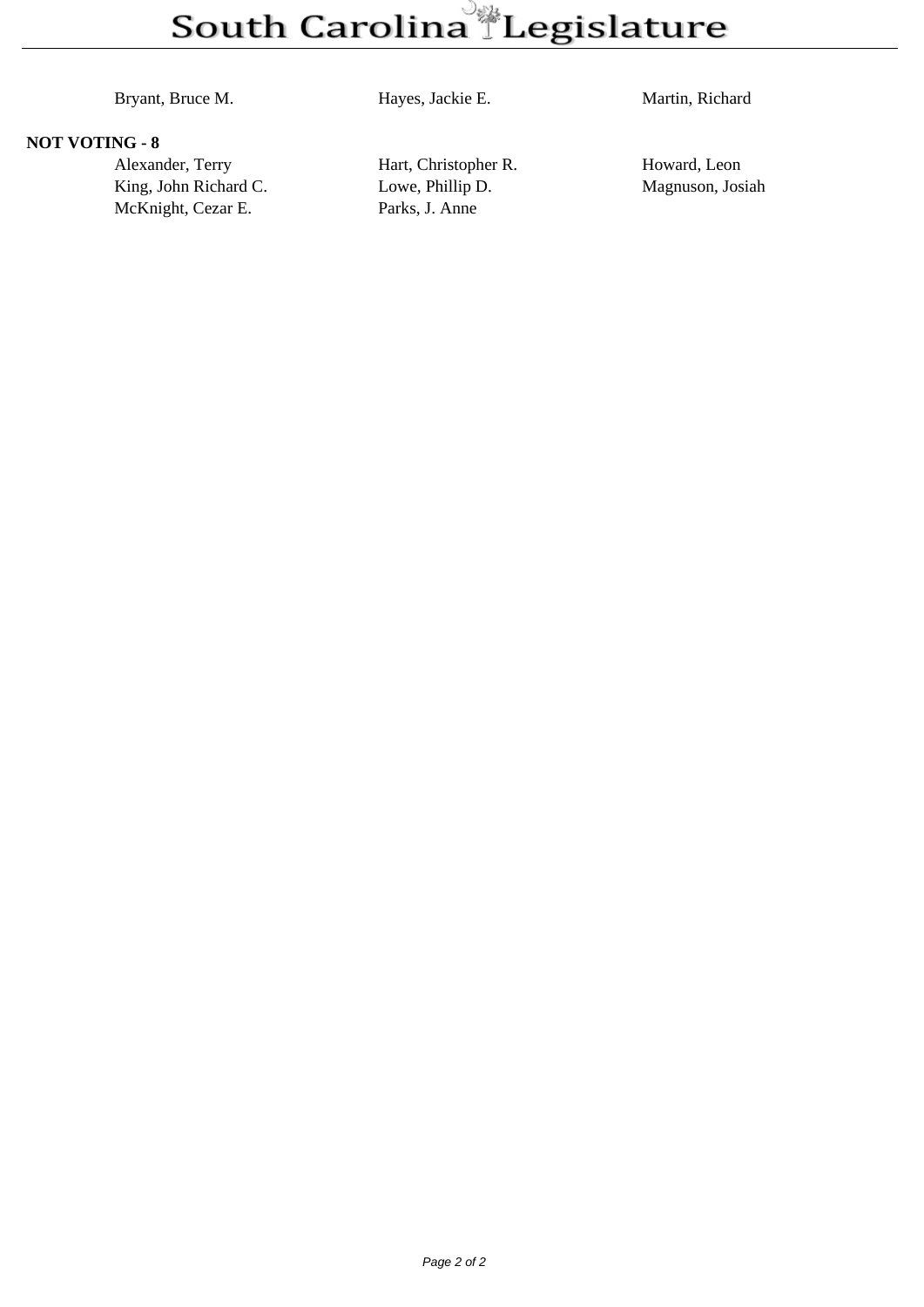Bryant, Bruce M.    Hayes, Jackie E.    Martin, Richard

**NOT VOTING - 8**

Alexander, Terry    Hart, Christopher R.    Howard, Leon
King, John Richard C.    Lowe, Phillip D.    Magnuson, Josiah
McKnight, Cezar E.    Parks, J. Anne